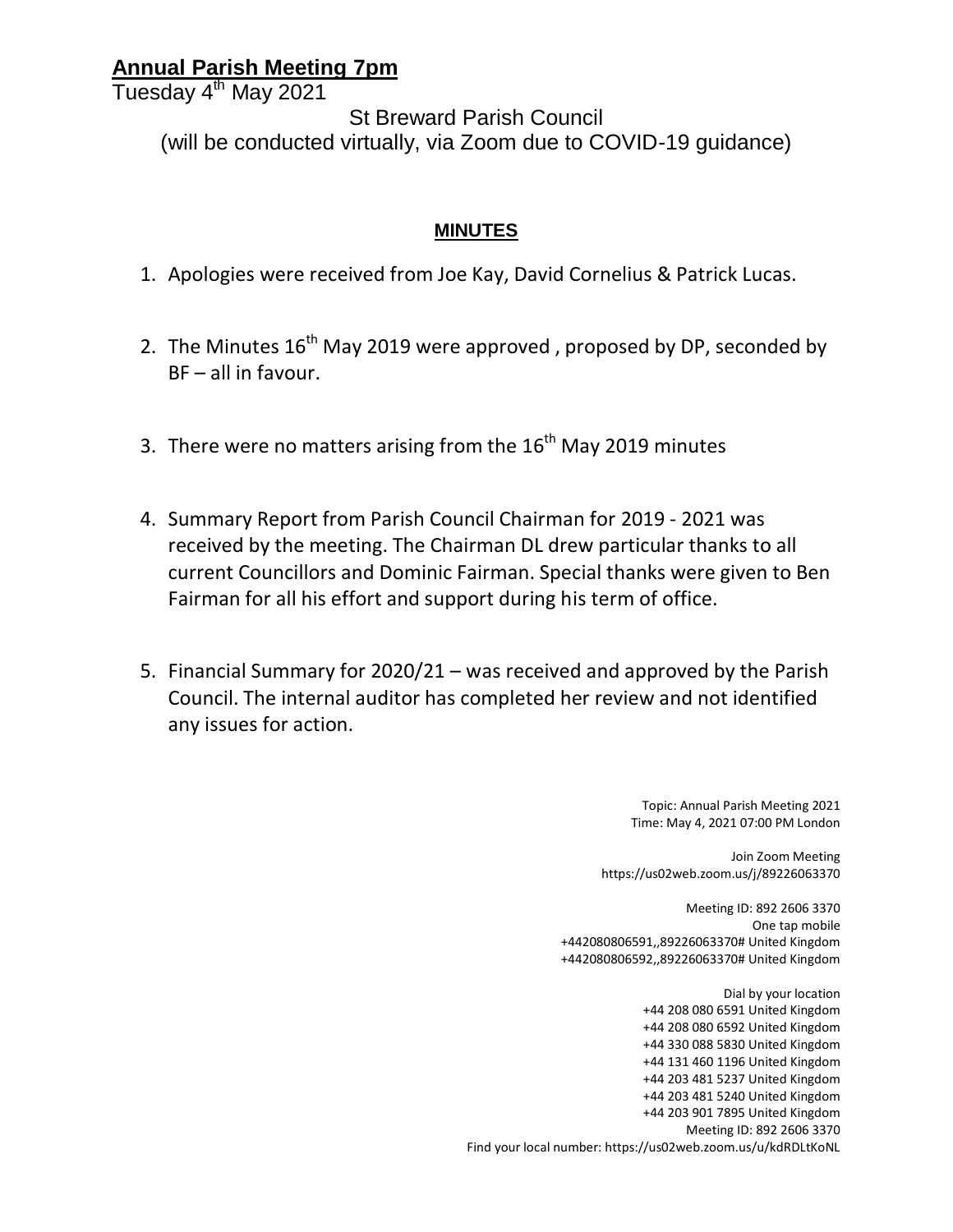# Annual Parish Meeting 7pm

Tuesday 4th May 2021

St Breward Parish Council

(will be conducted virtually, via Zoom due to COVID-19 guidance)

## MINUTES

1. Apologies were received from Joe Kay, David Cornelius & Patrick Lucas.

2. The Minutes 16th May 2019 were approved , proposed by DP, seconded by BF – all in favour.

3. There were no matters arising from the 16th May 2019 minutes

4. Summary Report from Parish Council Chairman for 2019 - 2021 was received by the meeting. The Chairman DL drew particular thanks to all current Councillors and Dominic Fairman. Special thanks were given to Ben Fairman for all his effort and support during his term of office.

5. Financial Summary for 2020/21 – was received and approved by the Parish Council. The internal auditor has completed her review and not identified any issues for action.

Topic: Annual Parish Meeting 2021
Time: May 4, 2021 07:00 PM London

Join Zoom Meeting
https://us02web.zoom.us/j/89226063370

Meeting ID: 892 2606 3370
One tap mobile
+442080806591,,89226063370# United Kingdom
+442080806592,,89226063370# United Kingdom

Dial by your location
+44 208 080 6591 United Kingdom
+44 208 080 6592 United Kingdom
+44 330 088 5830 United Kingdom
+44 131 460 1196 United Kingdom
+44 203 481 5237 United Kingdom
+44 203 481 5240 United Kingdom
+44 203 901 7895 United Kingdom
Meeting ID: 892 2606 3370
Find your local number: https://us02web.zoom.us/u/kdRDLtKoNL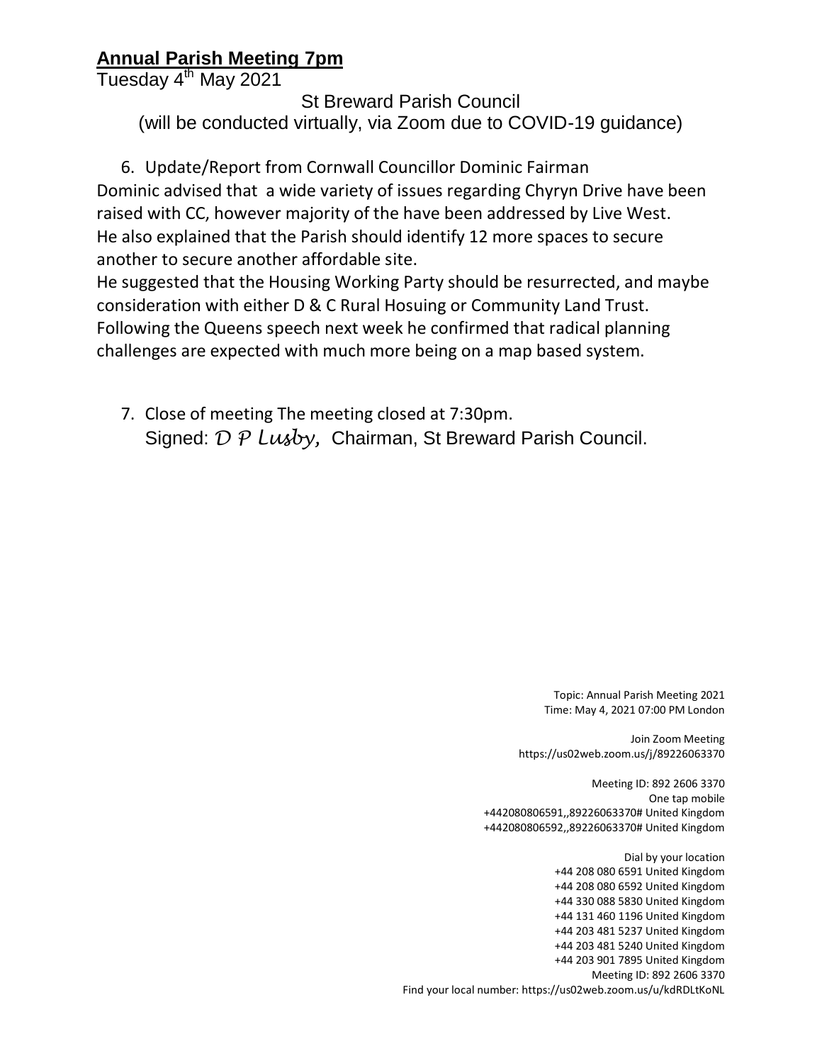## Annual Parish Meeting 7pm

Tuesday 4th May 2021

St Breward Parish Council
(will be conducted virtually, via Zoom due to COVID-19 guidance)

6. Update/Report from Cornwall Councillor Dominic Fairman

Dominic advised that a wide variety of issues regarding Chyryn Drive have been raised with CC, however majority of the have been addressed by Live West.
He also explained that the Parish should identify 12 more spaces to secure another to secure another affordable site.
He suggested that the Housing Working Party should be resurrected, and maybe consideration with either D & C Rural Hosuing or Community Land Trust.
Following the Queens speech next week he confirmed that radical planning challenges are expected with much more being on a map based system.

7. Close of meeting The meeting closed at 7:30pm.
   Signed: *D P Lusby*, Chairman, St Breward Parish Council.

Topic: Annual Parish Meeting 2021
Time: May 4, 2021 07:00 PM London

Join Zoom Meeting
https://us02web.zoom.us/j/89226063370

Meeting ID: 892 2606 3370
One tap mobile
+442080806591,,89226063370# United Kingdom
+442080806592,,89226063370# United Kingdom

Dial by your location
+44 208 080 6591 United Kingdom
+44 208 080 6592 United Kingdom
+44 330 088 5830 United Kingdom
+44 131 460 1196 United Kingdom
+44 203 481 5237 United Kingdom
+44 203 481 5240 United Kingdom
+44 203 901 7895 United Kingdom
Meeting ID: 892 2606 3370
Find your local number: https://us02web.zoom.us/u/kdRDLtKoNL